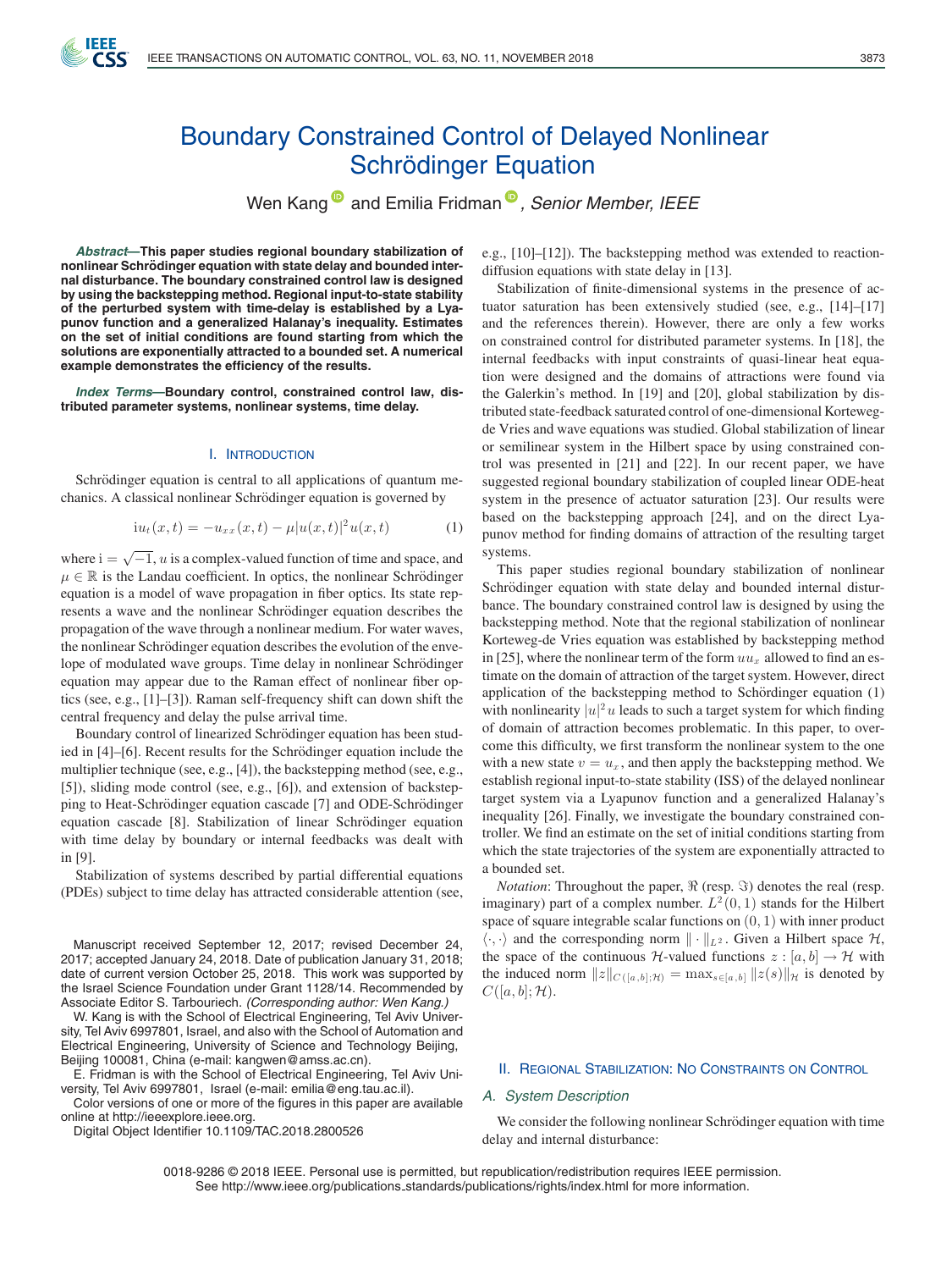# Boundary Constrained Control of Delayed Nonlinear Schrödinger Equation

Wen Kang and Emilia Fridman, *Senior Member, IEEE*

***Abstract*—This paper studies regional boundary stabilization of nonlinear Schrödinger equation with state delay and bounded internal disturbance. The boundary constrained control law is designed by using the backstepping method. Regional input-to-state stability of the perturbed system with time-delay is established by a Lyapunov function and a generalized Halanay's inequality. Estimates on the set of initial conditions are found starting from which the solutions are exponentially attracted to a bounded set. A numerical example demonstrates the efficiency of the results.**

***Index Terms*—Boundary control, constrained control law, distributed parameter systems, nonlinear systems, time delay.**

## I. Introduction

Schrödinger equation is central to all applications of quantum mechanics. A classical nonlinear Schrödinger equation is governed by

$$\mathrm{i}u_t(x,t) = -u_{xx}(x,t) - \mu|u(x,t)|^2u(x,t) \tag{1}$$

where $\mathrm{i} = \sqrt{-1}$, $u$ is a complex-valued function of time and space, and $\mu \in \mathbb{R}$ is the Landau coefficient. In optics, the nonlinear Schrödinger equation is a model of wave propagation in fiber optics. Its state represents a wave and the nonlinear Schrödinger equation describes the propagation of the wave through a nonlinear medium. For water waves, the nonlinear Schrödinger equation describes the evolution of the envelope of modulated wave groups. Time delay in nonlinear Schrödinger equation may appear due to the Raman effect of nonlinear fiber optics (see, e.g., [1]–[3]). Raman self-frequency shift can down shift the central frequency and delay the pulse arrival time.

Boundary control of linearized Schrödinger equation has been studied in [4]–[6]. Recent results for the Schrödinger equation include the multiplier technique (see, e.g., [4]), the backstepping method (see, e.g., [5]), sliding mode control (see, e.g., [6]), and extension of backstepping to Heat-Schrödinger equation cascade [7] and ODE-Schrödinger equation cascade [8]. Stabilization of linear Schrödinger equation with time delay by boundary or internal feedbacks was dealt with in [9].

Stabilization of systems described by partial differential equations (PDEs) subject to time delay has attracted considerable attention (see, e.g., [10]–[12]). The backstepping method was extended to reaction-diffusion equations with state delay in [13].

Stabilization of finite-dimensional systems in the presence of actuator saturation has been extensively studied (see, e.g., [14]–[17] and the references therein). However, there are only a few works on constrained control for distributed parameter systems. In [18], the internal feedbacks with input constraints of quasi-linear heat equation were designed and the domains of attractions were found via the Galerkin's method. In [19] and [20], global stabilization by distributed state-feedback saturated control of one-dimensional Korteweg-de Vries and wave equations was studied. Global stabilization of linear or semilinear system in the Hilbert space by using constrained control was presented in [21] and [22]. In our recent paper, we have suggested regional boundary stabilization of coupled linear ODE-heat system in the presence of actuator saturation [23]. Our results were based on the backstepping approach [24], and on the direct Lyapunov method for finding domains of attraction of the resulting target systems.

This paper studies regional boundary stabilization of nonlinear Schrödinger equation with state delay and bounded internal disturbance. The boundary constrained control law is designed by using the backstepping method. Note that the regional stabilization of nonlinear Korteweg-de Vries equation was established by backstepping method in [25], where the nonlinear term of the form $uu_x$ allowed to find an estimate on the domain of attraction of the target system. However, direct application of the backstepping method to Schördinger equation (1) with nonlinearity $|u|^2u$ leads to such a target system for which finding of domain of attraction becomes problematic. In this paper, to overcome this difficulty, we first transform the nonlinear system to the one with a new state $v = u_x$, and then apply the backstepping method. We establish regional input-to-state stability (ISS) of the delayed nonlinear target system via a Lyapunov function and a generalized Halanay's inequality [26]. Finally, we investigate the boundary constrained controller. We find an estimate on the set of initial conditions starting from which the state trajectories of the system are exponentially attracted to a bounded set.

*Notation*: Throughout the paper, $\Re$ (resp. $\Im$) denotes the real (resp. imaginary) part of a complex number. $L^2(0,1)$ stands for the Hilbert space of square integrable scalar functions on $(0,1)$ with inner product $\langle\cdot,\cdot\rangle$ and the corresponding norm $\|\cdot\|_{L^2}$. Given a Hilbert space $\mathcal{H}$, the space of the continuous $\mathcal{H}$-valued functions $z : [a,b] \to \mathcal{H}$ with the induced norm $\|z\|_{C([a,b];\mathcal{H})} = \max_{s\in[a,b]} \|z(s)\|_{\mathcal{H}}$ is denoted by $C([a,b];\mathcal{H})$.

## II. Regional Stabilization: No Constraints on Control

### A. System Description

We consider the following nonlinear Schrödinger equation with time delay and internal disturbance:

Manuscript received September 12, 2017; revised December 24, 2017; accepted January 24, 2018. Date of publication January 31, 2018; date of current version October 25, 2018. This work was supported by the Israel Science Foundation under Grant 1128/14. Recommended by Associate Editor S. Tarbouriech. *(Corresponding author: Wen Kang.)*

W. Kang is with the School of Electrical Engineering, Tel Aviv University, Tel Aviv 6997801, Israel, and also with the School of Automation and Electrical Engineering, University of Science and Technology Beijing, Beijing 100081, China (e-mail: kangwen@amss.ac.cn).

E. Fridman is with the School of Electrical Engineering, Tel Aviv University, Tel Aviv 6997801, Israel (e-mail: emilia@eng.tau.ac.il).

Color versions of one or more of the figures in this paper are available online at http://ieeexplore.ieee.org.

Digital Object Identifier 10.1109/TAC.2018.2800526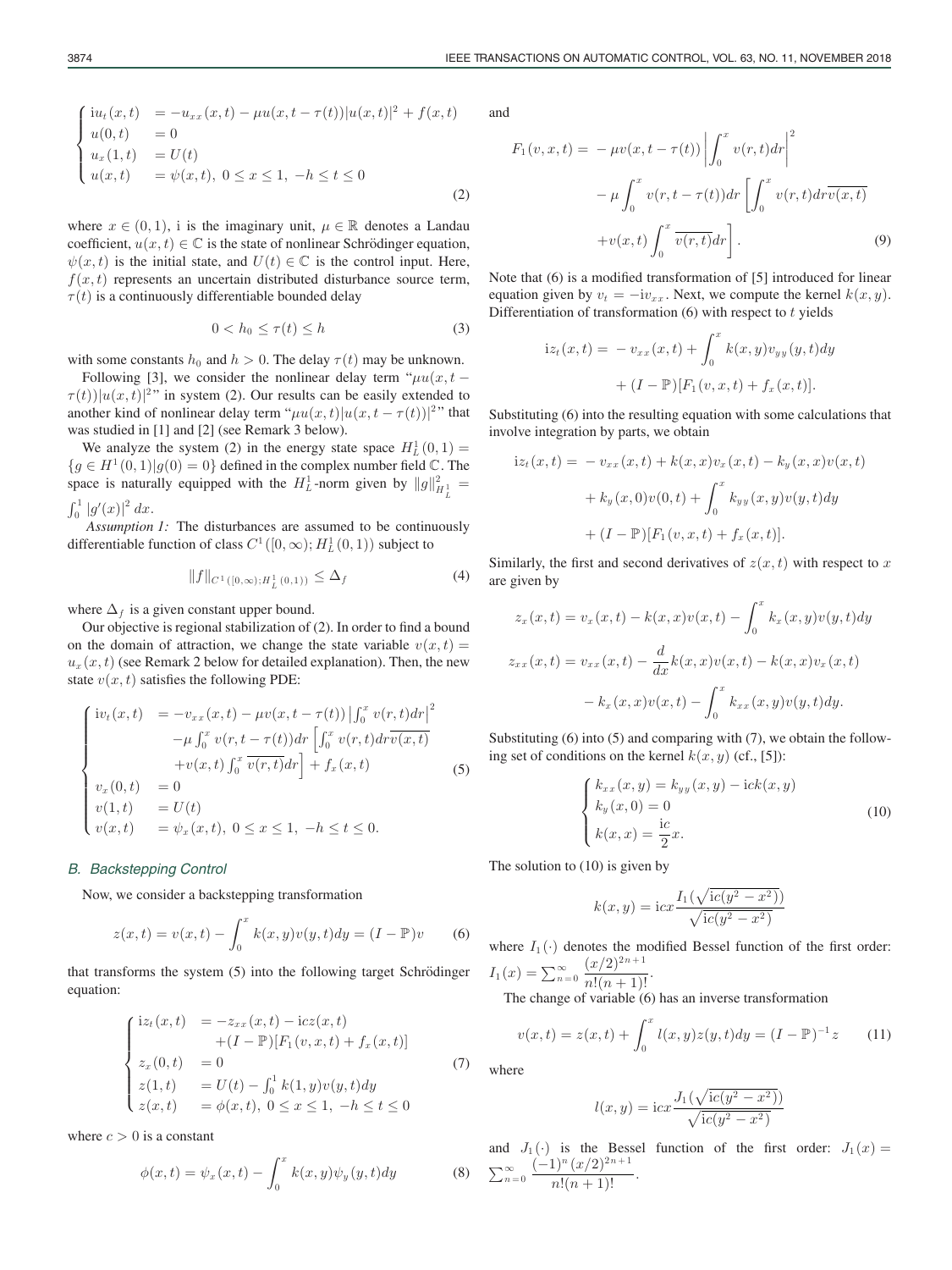$$
\begin{cases}
\mathrm{i}u_t(x,t) &= -u_{xx}(x,t) - \mu u(x,t-\tau(t))|u(x,t)|^2 + f(x,t) \\
u(0,t) &= 0 \\
u_x(1,t) &= U(t) \\
u(x,t) &= \psi(x,t),\ 0 \le x \le 1,\ -h \le t \le 0
\end{cases}
\tag{2}
$$

where $x \in (0,1)$, i is the imaginary unit, $\mu \in \mathbb{R}$ denotes a Landau coefficient, $u(x,t) \in \mathbb{C}$ is the state of nonlinear Schrödinger equation, $\psi(x,t)$ is the initial state, and $U(t) \in \mathbb{C}$ is the control input. Here, $f(x,t)$ represents an uncertain distributed disturbance source term, $\tau(t)$ is a continuously differentiable bounded delay

$$
0 < h_0 \le \tau(t) \le h \tag{3}
$$

with some constants $h_0$ and $h > 0$. The delay $\tau(t)$ may be unknown.

Following [3], we consider the nonlinear delay term "$\mu u(x,t-\tau(t))|u(x,t)|^2$" in system (2). Our results can be easily extended to another kind of nonlinear delay term "$\mu u(x,t)|u(x,t-\tau(t))|^2$" that was studied in [1] and [2] (see Remark 3 below).

We analyze the system (2) in the energy state space $H_L^1(0,1) = \{g \in H^1(0,1) | g(0) = 0\}$ defined in the complex number field $\mathbb{C}$. The space is naturally equipped with the $H_L^1$-norm given by $\|g\|_{H_L^1}^2 = \int_0^1 |g'(x)|^2\, dx$.

*Assumption 1:* The disturbances are assumed to be continuously differentiable function of class $C^1([0,\infty); H_L^1(0,1))$ subject to

$$
\|f\|_{C^1([0,\infty);H_L^1(0,1))} \le \Delta_f \tag{4}
$$

where $\Delta_f$ is a given constant upper bound.

Our objective is regional stabilization of (2). In order to find a bound on the domain of attraction, we change the state variable $v(x,t) = u_x(x,t)$ (see Remark 2 below for detailed explanation). Then, the new state $v(x,t)$ satisfies the following PDE:

$$
\begin{cases}
\mathrm{i}v_t(x,t) &= -v_{xx}(x,t) - \mu v(x,t-\tau(t)) \left| \int_0^x v(r,t)dr \right|^2 \\
&\quad -\mu \int_0^x v(r,t-\tau(t))dr \left[ \int_0^x v(r,t)dr \overline{v(x,t)} \right. \\
&\quad \left. + v(x,t) \int_0^x \overline{v(r,t)}dr \right] + f_x(x,t) \\
v_x(0,t) &= 0 \\
v(1,t) &= U(t) \\
v(x,t) &= \psi_x(x,t),\ 0 \le x \le 1,\ -h \le t \le 0.
\end{cases}
\tag{5}
$$

### *B. Backstepping Control*

Now, we consider a backstepping transformation

$$
z(x,t) = v(x,t) - \int_0^x k(x,y)v(y,t)dy = (I - \mathbb{P})v \tag{6}
$$

that transforms the system (5) into the following target Schrödinger equation:

$$
\begin{cases}
\mathrm{i}z_t(x,t) &= -z_{xx}(x,t) - \mathrm{i}cz(x,t) \\
&\quad + (I-\mathbb{P})[F_1(v,x,t) + f_x(x,t)] \\
z_x(0,t) &= 0 \\
z(1,t) &= U(t) - \int_0^1 k(1,y)v(y,t)dy \\
z(x,t) &= \phi(x,t),\ 0 \le x \le 1,\ -h \le t \le 0
\end{cases}
\tag{7}
$$

where $c > 0$ is a constant

$$
\phi(x,t) = \psi_x(x,t) - \int_0^x k(x,y)\psi_y(y,t)dy \tag{8}
$$

and

$$
\begin{aligned}
F_1(v,x,t) = &-\mu v(x,t-\tau(t)) \left| \int_0^x v(r,t)dr \right|^2 \\
&- \mu \int_0^x v(r,t-\tau(t))dr \left[ \int_0^x v(r,t)dr\overline{v(x,t)} \right. \\
&\left. + v(x,t) \int_0^x \overline{v(r,t)}dr \right].
\end{aligned}
\tag{9}
$$

Note that (6) is a modified transformation of [5] introduced for linear equation given by $v_t = -\mathrm{i}v_{xx}$. Next, we compute the kernel $k(x,y)$. Differentiation of transformation (6) with respect to $t$ yields

$$
\begin{aligned}
\mathrm{i}z_t(x,t) = &-v_{xx}(x,t) + \int_0^x k(x,y)v_{yy}(y,t)dy \\
&+ (I-\mathbb{P})[F_1(v,x,t) + f_x(x,t)].
\end{aligned}
$$

Substituting (6) into the resulting equation with some calculations that involve integration by parts, we obtain

$$
\begin{aligned}
\mathrm{i}z_t(x,t) = &-v_{xx}(x,t) + k(x,x)v_x(x,t) - k_y(x,x)v(x,t) \\
&+ k_y(x,0)v(0,t) + \int_0^x k_{yy}(x,y)v(y,t)dy \\
&+ (I-\mathbb{P})[F_1(v,x,t) + f_x(x,t)].
\end{aligned}
$$

Similarly, the first and second derivatives of $z(x,t)$ with respect to $x$ are given by

$$
\begin{aligned}
z_x(x,t) &= v_x(x,t) - k(x,x)v(x,t) - \int_0^x k_x(x,y)v(y,t)dy \\
z_{xx}(x,t) &= v_{xx}(x,t) - \frac{d}{dx}k(x,x)v(x,t) - k(x,x)v_x(x,t) \\
&\quad - k_x(x,x)v(x,t) - \int_0^x k_{xx}(x,y)v(y,t)dy.
\end{aligned}
$$

Substituting (6) into (5) and comparing with (7), we obtain the following set of conditions on the kernel $k(x,y)$ (cf., [5]):

$$
\begin{cases}
k_{xx}(x,y) = k_{yy}(x,y) - \mathrm{i}ck(x,y) \\
k_y(x,0) = 0 \\
k(x,x) = \dfrac{\mathrm{i}c}{2}x.
\end{cases}
\tag{10}
$$

The solution to (10) is given by

$$
k(x,y) = \mathrm{i}cx \frac{I_1(\sqrt{\mathrm{i}c(y^2 - x^2)})}{\sqrt{\mathrm{i}c(y^2 - x^2)}}
$$

where $I_1(\cdot)$ denotes the modified Bessel function of the first order: $I_1(x) = \sum_{n=0}^{\infty} \dfrac{(x/2)^{2n+1}}{n!(n+1)!}$.

The change of variable (6) has an inverse transformation

$$
v(x,t) = z(x,t) + \int_0^x l(x,y)z(y,t)dy = (I-\mathbb{P})^{-1}z \tag{11}
$$

where

$$
l(x,y) = \mathrm{i}cx \frac{J_1(\sqrt{\mathrm{i}c(y^2 - x^2)})}{\sqrt{\mathrm{i}c(y^2 - x^2)}}
$$

and $J_1(\cdot)$ is the Bessel function of the first order: $J_1(x) = \sum_{n=0}^{\infty} \dfrac{(-1)^n (x/2)^{2n+1}}{n!(n+1)!}$.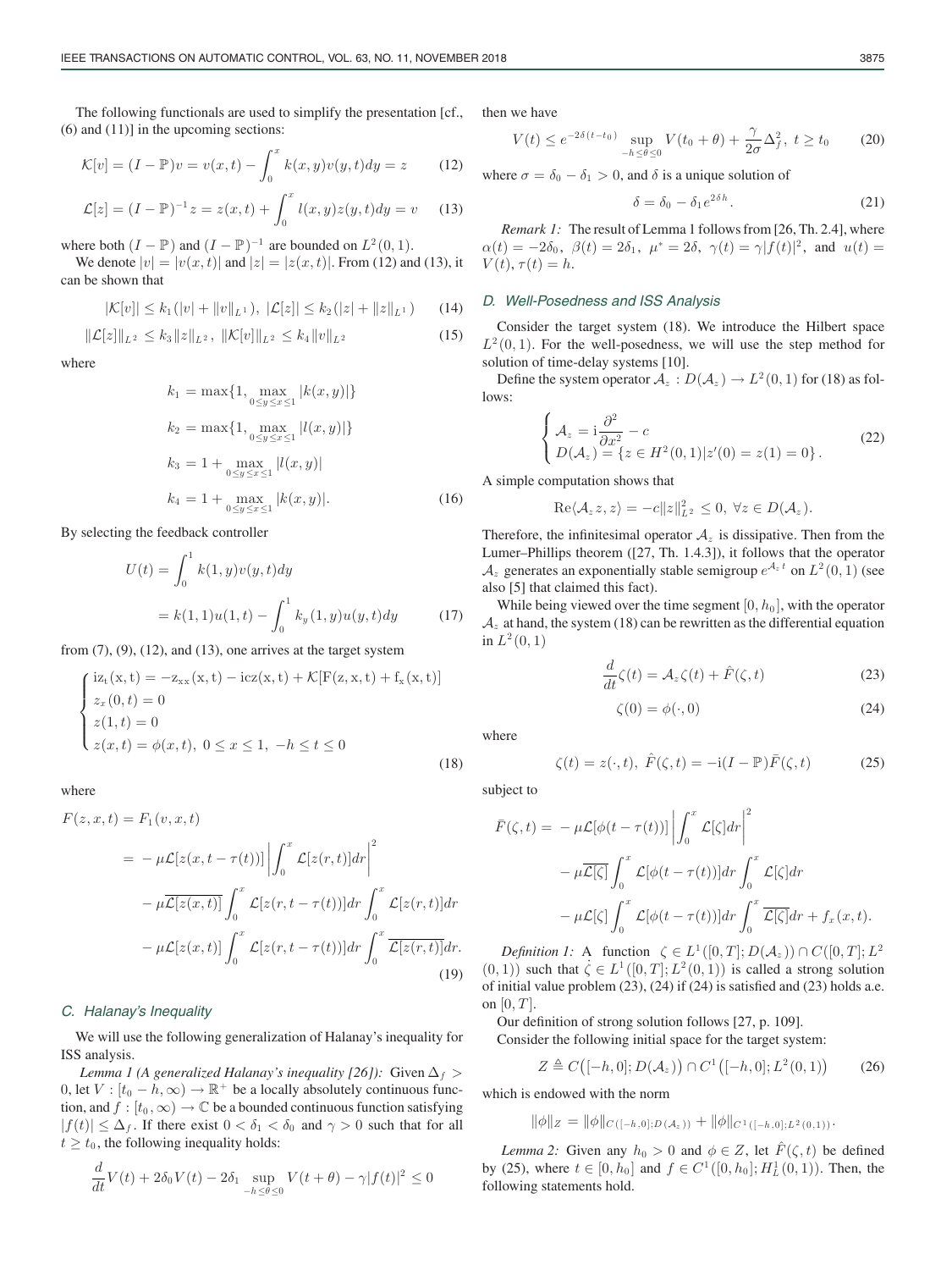The following functionals are used to simplify the presentation [cf., (6) and (11)] in the upcoming sections:

$$\mathcal{K}[v] = (I - \mathbb{P})v = v(x,t) - \int_0^x k(x,y)v(y,t)dy = z \tag{12}$$

$$\mathcal{L}[z] = (I - \mathbb{P})^{-1} z = z(x,t) + \int_0^x l(x,y)z(y,t)dy = v \tag{13}$$

where both $(I - \mathbb{P})$ and $(I - \mathbb{P})^{-1}$ are bounded on $L^2(0,1)$.

We denote $|v| = |v(x,t)|$ and $|z| = |z(x,t)|$. From (12) and (13), it can be shown that

$$|\mathcal{K}[v]| \le k_1(|v| + \|v\|_{L^1}), \ |\mathcal{L}[z]| \le k_2(|z| + \|z\|_{L^1}) \tag{14}$$

$$\|\mathcal{L}[z]\|_{L^2} \le k_3 \|z\|_{L^2}, \ \|\mathcal{K}[v]\|_{L^2} \le k_4 \|v\|_{L^2} \tag{15}$$

where

$$\begin{aligned} k_1 &= \max\{1, \max_{0 \le y \le x \le 1} |k(x,y)|\} \\ k_2 &= \max\{1, \max_{0 \le y \le x \le 1} |l(x,y)|\} \\ k_3 &= 1 + \max_{0 \le y \le x \le 1} |l(x,y)| \\ k_4 &= 1 + \max_{0 \le y \le x \le 1} |k(x,y)|. \end{aligned} \tag{16}$$

By selecting the feedback controller

$$\begin{aligned} U(t) &= \int_0^1 k(1,y)v(y,t)dy \\ &= k(1,1)u(1,t) - \int_0^1 k_y(1,y)u(y,t)dy \end{aligned} \tag{17}$$

from (7), (9), (12), and (13), one arrives at the target system

$$\begin{cases} \mathrm{i}z_t(x,t) = -z_{xx}(x,t) - \mathrm{i}cz(x,t) + \mathcal{K}[F(z,x,t) + f_x(x,t)] \\ z_x(0,t) = 0 \\ z(1,t) = 0 \\ z(x,t) = \phi(x,t), \ 0 \le x \le 1, \ -h \le t \le 0 \end{cases} \tag{18}$$

where

$$\begin{aligned} F(z,x,t) &= F_1(v,x,t) \\ &= -\mu\mathcal{L}[z(x,t-\tau(t))]\left|\int_0^x \mathcal{L}[z(r,t)]dr\right|^2 \\ &\quad - \mu\overline{\mathcal{L}[z(x,t)]}\int_0^x \mathcal{L}[z(r,t-\tau(t))]dr \int_0^x \mathcal{L}[z(r,t)]dr \\ &\quad - \mu\mathcal{L}[z(x,t)]\int_0^x \mathcal{L}[z(r,t-\tau(t))]dr \int_0^x \overline{\mathcal{L}[z(r,t)]}dr. \end{aligned} \tag{19}$$

### C. Halanay's Inequality

We will use the following generalization of Halanay's inequality for ISS analysis.

*Lemma 1 (A generalized Halanay's inequality [26]):* Given $\Delta_f > 0$, let $V : [t_0 - h, \infty) \to \mathbb{R}^+$ be a locally absolutely continuous function, and $f : [t_0, \infty) \to \mathbb{C}$ be a bounded continuous function satisfying $|f(t)| \le \Delta_f$. If there exist $0 < \delta_1 < \delta_0$ and $\gamma > 0$ such that for all $t \ge t_0$, the following inequality holds:

$$\frac{d}{dt}V(t) + 2\delta_0 V(t) - 2\delta_1 \sup_{-h \le \theta \le 0} V(t+\theta) - \gamma|f(t)|^2 \le 0$$

then we have

$$V(t) \le e^{-2\delta(t-t_0)} \sup_{-h \le \theta \le 0} V(t_0 + \theta) + \frac{\gamma}{2\sigma}\Delta_f^2, \ t \ge t_0 \tag{20}$$

where $\sigma = \delta_0 - \delta_1 > 0$, and $\delta$ is a unique solution of

$$\delta = \delta_0 - \delta_1 e^{2\delta h}. \tag{21}$$

*Remark 1:* The result of Lemma 1 follows from [26, Th. 2.4], where $\alpha(t) = -2\delta_0, \ \beta(t) = 2\delta_1, \ \mu^* = 2\delta, \ \gamma(t) = \gamma|f(t)|^2$, and $u(t) = V(t), \tau(t) = h$.

### D. Well-Posedness and ISS Analysis

Consider the target system (18). We introduce the Hilbert space $L^2(0,1)$. For the well-posedness, we will use the step method for solution of time-delay systems [10].

Define the system operator $\mathcal{A}_z : D(\mathcal{A}_z) \to L^2(0,1)$ for (18) as follows:

$$\begin{cases} \mathcal{A}_z = \mathrm{i}\dfrac{\partial^2}{\partial x^2} - c \\ D(\mathcal{A}_z) = \{z \in H^2(0,1) | z'(0) = z(1) = 0\}. \end{cases} \tag{22}$$

A simple computation shows that

$$\mathrm{Re}\langle \mathcal{A}_z z, z\rangle = -c\|z\|_{L^2}^2 \le 0, \ \forall z \in D(\mathcal{A}_z).$$

Therefore, the infinitesimal operator $\mathcal{A}_z$ is dissipative. Then from the Lumer–Phillips theorem ([27, Th. 1.4.3]), it follows that the operator $\mathcal{A}_z$ generates an exponentially stable semigroup $e^{\mathcal{A}_z t}$ on $L^2(0,1)$ (see also [5] that claimed this fact).

While being viewed over the time segment $[0, h_0]$, with the operator $\mathcal{A}_z$ at hand, the system (18) can be rewritten as the differential equation in $L^2(0,1)$

$$\frac{d}{dt}\zeta(t) = \mathcal{A}_z\zeta(t) + \hat{F}(\zeta,t) \tag{23}$$

$$\zeta(0) = \phi(\cdot,0) \tag{24}$$

where

$$\zeta(t) = z(\cdot,t), \ \hat{F}(\zeta,t) = -\mathrm{i}(I - \mathbb{P})\bar{F}(\zeta,t) \tag{25}$$

subject to

$$\begin{aligned} \bar{F}(\zeta,t) = &-\mu\mathcal{L}[\phi(t-\tau(t))]\left|\int_0^x \mathcal{L}[\zeta]dr\right|^2 \\ &- \mu\overline{\mathcal{L}[\zeta]}\int_0^x \mathcal{L}[\phi(t-\tau(t))]dr \int_0^x \mathcal{L}[\zeta]dr \\ &- \mu\mathcal{L}[\zeta]\int_0^x \mathcal{L}[\phi(t-\tau(t))]dr \int_0^x \overline{\mathcal{L}[\zeta]}dr + f_x(x,t). \end{aligned}$$

*Definition 1:* A function $\zeta \in L^1([0,T]; D(\mathcal{A}_z)) \cap C([0,T]; L^2(0,1))$ such that $\dot{\zeta} \in L^1([0,T]; L^2(0,1))$ is called a strong solution of initial value problem (23), (24) if (24) is satisfied and (23) holds a.e. on $[0,T]$.

Our definition of strong solution follows [27, p. 109].

Consider the following initial space for the target system:

$$Z \triangleq C\big([-h,0]; D(\mathcal{A}_z)\big) \cap C^1\big([-h,0]; L^2(0,1)\big) \tag{26}$$

which is endowed with the norm

$$\|\phi\|_Z = \|\phi\|_{C([-h,0];D(\mathcal{A}_z))} + \|\phi\|_{C^1([-h,0];L^2(0,1))}.$$

*Lemma 2:* Given any $h_0 > 0$ and $\phi \in Z$, let $\hat{F}(\zeta,t)$ be defined by (25), where $t \in [0,h_0]$ and $f \in C^1([0,h_0]; H_L^1(0,1))$. Then, the following statements hold.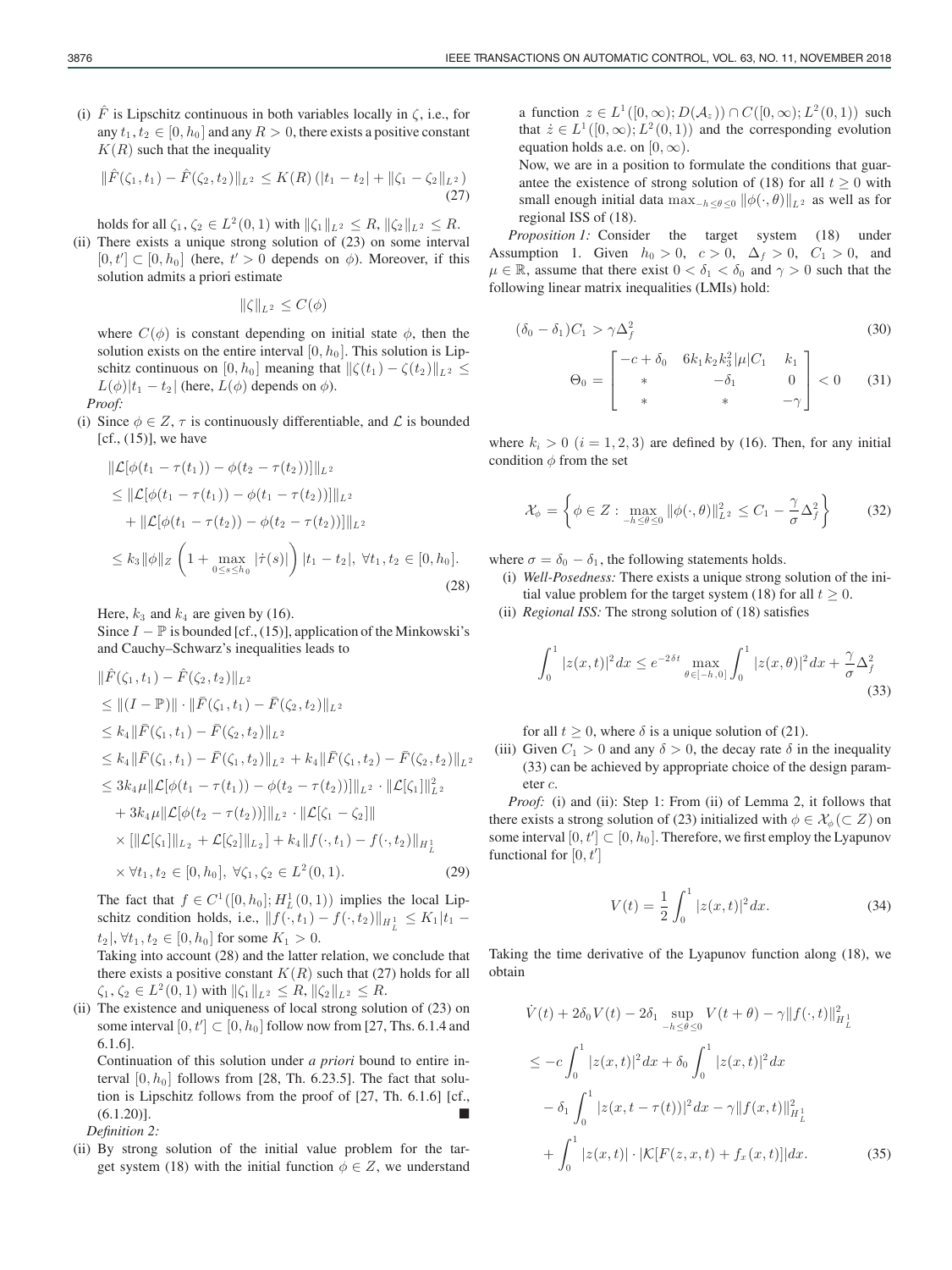(i) $\hat{F}$ is Lipschitz continuous in both variables locally in $\zeta$, i.e., for any $t_1, t_2 \in [0, h_0]$ and any $R > 0$, there exists a positive constant $K(R)$ such that the inequality

$$\|\hat{F}(\zeta_1, t_1) - \hat{F}(\zeta_2, t_2)\|_{L^2} \le K(R)\left(|t_1 - t_2| + \|\zeta_1 - \zeta_2\|_{L^2}\right) \tag{27}$$

holds for all $\zeta_1, \zeta_2 \in L^2(0,1)$ with $\|\zeta_1\|_{L^2} \le R$, $\|\zeta_2\|_{L^2} \le R$.

(ii) There exists a unique strong solution of (23) on some interval $[0, t'] \subset [0, h_0]$ (here, $t' > 0$ depends on $\phi$). Moreover, if this solution admits a priori estimate

$$\|\zeta\|_{L^2} \le C(\phi)$$

where $C(\phi)$ is constant depending on initial state $\phi$, then the solution exists on the entire interval $[0, h_0]$. This solution is Lipschitz continuous on $[0, h_0]$ meaning that $\|\zeta(t_1) - \zeta(t_2)\|_{L^2} \le L(\phi)|t_1 - t_2|$ (here, $L(\phi)$ depends on $\phi$).

*Proof:*

(i) Since $\phi \in Z$, $\tau$ is continuously differentiable, and $\mathcal{L}$ is bounded [cf., (15)], we have

$$\begin{aligned}
&\|\mathcal{L}[\phi(t_1 - \tau(t_1)) - \phi(t_2 - \tau(t_2))]\|_{L^2} \\
&\le \|\mathcal{L}[\phi(t_1 - \tau(t_1)) - \phi(t_1 - \tau(t_2))]\|_{L^2} \\
&\quad + \|\mathcal{L}[\phi(t_1 - \tau(t_2)) - \phi(t_2 - \tau(t_2))]\|_{L^2} \\
&\le k_3\|\phi\|_Z \left(1 + \max_{0 \le s \le h_0} |\dot{\tau}(s)|\right)|t_1 - t_2|, \ \forall t_1, t_2 \in [0, h_0].
\end{aligned} \tag{28}$$

Here, $k_3$ and $k_4$ are given by (16).

Since $I - \mathbb{P}$ is bounded [cf., (15)], application of the Minkowski's and Cauchy–Schwarz's inequalities leads to

$$\begin{aligned}
&\|\hat{F}(\zeta_1, t_1) - \hat{F}(\zeta_2, t_2)\|_{L^2} \\
&\le \|(I - \mathbb{P})\| \cdot \|\bar{F}(\zeta_1, t_1) - \bar{F}(\zeta_2, t_2)\|_{L^2} \\
&\le k_4\|\bar{F}(\zeta_1, t_1) - \bar{F}(\zeta_2, t_2)\|_{L^2} \\
&\le k_4\|\bar{F}(\zeta_1, t_1) - \bar{F}(\zeta_1, t_2)\|_{L^2} + k_4\|\bar{F}(\zeta_1, t_2) - \bar{F}(\zeta_2, t_2)\|_{L^2} \\
&\le 3k_4\mu\|\mathcal{L}[\phi(t_1 - \tau(t_1)) - \phi(t_2 - \tau(t_2))]\|_{L^2} \cdot \|\mathcal{L}[\zeta_1]\|^2_{L^2} \\
&\quad + 3k_4\mu\|\mathcal{L}[\phi(t_2 - \tau(t_2))]\|_{L^2} \cdot \|\mathcal{L}[\zeta_1 - \zeta_2]\| \\
&\quad \times [\|\mathcal{L}[\zeta_1]\|_{L_2} + \mathcal{L}[\zeta_2]\|_{L_2}] + k_4\|f(\cdot, t_1) - f(\cdot, t_2)\|_{H^1_L} \\
&\quad \times \forall t_1, t_2 \in [0, h_0], \ \forall \zeta_1, \zeta_2 \in L^2(0,1).
\end{aligned} \tag{29}$$

The fact that $f \in C^1([0, h_0]; H^1_L(0,1))$ implies the local Lipschitz condition holds, i.e., $\|f(\cdot, t_1) - f(\cdot, t_2)\|_{H^1_L} \le K_1|t_1 - t_2|, \forall t_1, t_2 \in [0, h_0]$ for some $K_1 > 0$.

Taking into account (28) and the latter relation, we conclude that there exists a positive constant $K(R)$ such that (27) holds for all $\zeta_1, \zeta_2 \in L^2(0,1)$ with $\|\zeta_1\|_{L^2} \le R$, $\|\zeta_2\|_{L^2} \le R$.

(ii) The existence and uniqueness of local strong solution of (23) on some interval $[0, t'] \subset [0, h_0]$ follow now from [27, Ths. 6.1.4 and 6.1.6].

Continuation of this solution under *a priori* bound to entire interval $[0, h_0]$ follows from [28, Th. 6.23.5]. The fact that solution is Lipschitz follows from the proof of [27, Th. 6.1.6] [cf., (6.1.20)]. ∎

*Definition 2:*

(ii) By strong solution of the initial value problem for the target system (18) with the initial function $\phi \in Z$, we understand a function $z \in L^1([0, \infty); D(\mathcal{A}_z)) \cap C([0, \infty); L^2(0,1))$ such that $\dot{z} \in L^1([0, \infty); L^2(0,1))$ and the corresponding evolution equation holds a.e. on $[0, \infty)$.

Now, we are in a position to formulate the conditions that guarantee the existence of strong solution of (18) for all $t \ge 0$ with small enough initial data $\max_{-h \le \theta \le 0} \|\phi(\cdot, \theta)\|_{L^2}$ as well as for regional ISS of (18).

*Proposition 1:* Consider the target system (18) under Assumption 1. Given $h_0 > 0$, $c > 0$, $\Delta_f > 0$, $C_1 > 0$, and $\mu \in \mathbb{R}$, assume that there exist $0 < \delta_1 < \delta_0$ and $\gamma > 0$ such that the following linear matrix inequalities (LMIs) hold:

$$(\delta_0 - \delta_1)C_1 > \gamma\Delta_f^2 \tag{30}$$

$$\Theta_0 = \begin{bmatrix} -c + \delta_0 & 6k_1k_2k_3^2|\mu|C_1 & k_1 \\ * & -\delta_1 & 0 \\ * & * & -\gamma \end{bmatrix} < 0 \tag{31}$$

where $k_i > 0$ $(i = 1, 2, 3)$ are defined by (16). Then, for any initial condition $\phi$ from the set

$$\mathcal{X}_\phi = \left\{\phi \in Z : \max_{-h \le \theta \le 0} \|\phi(\cdot, \theta)\|^2_{L^2} \le C_1 - \frac{\gamma}{\sigma}\Delta_f^2\right\} \tag{32}$$

where $\sigma = \delta_0 - \delta_1$, the following statements holds.

(i) *Well-Posedness:* There exists a unique strong solution of the initial value problem for the target system (18) for all $t \ge 0$.

(ii) *Regional ISS:* The strong solution of (18) satisfies

$$\int_0^1 |z(x,t)|^2 dx \le e^{-2\delta t} \max_{\theta \in [-h, 0]} \int_0^1 |z(x,\theta)|^2 dx + \frac{\gamma}{\sigma}\Delta_f^2 \tag{33}$$

for all $t \ge 0$, where $\delta$ is a unique solution of (21).

(iii) Given $C_1 > 0$ and any $\delta > 0$, the decay rate $\delta$ in the inequality (33) can be achieved by appropriate choice of the design parameter $c$.

*Proof:* (i) and (ii): Step 1: From (ii) of Lemma 2, it follows that there exists a strong solution of (23) initialized with $\phi \in \mathcal{X}_\phi (\subset Z)$ on some interval $[0, t'] \subset [0, h_0]$. Therefore, we first employ the Lyapunov functional for $[0, t']$

$$V(t) = \frac{1}{2}\int_0^1 |z(x,t)|^2 dx. \tag{34}$$

Taking the time derivative of the Lyapunov function along (18), we obtain

$$\begin{aligned}
&\dot{V}(t) + 2\delta_0 V(t) - 2\delta_1 \sup_{-h \le \theta \le 0} V(t + \theta) - \gamma\|f(\cdot, t)\|^2_{H^1_L} \\
&\le -c\int_0^1 |z(x,t)|^2 dx + \delta_0 \int_0^1 |z(x,t)|^2 dx \\
&\quad - \delta_1 \int_0^1 |z(x, t - \tau(t))|^2 dx - \gamma\|f(x,t)\|^2_{H^1_L} \\
&\quad + \int_0^1 |z(x,t)| \cdot |\mathcal{K}[F(z,x,t) + f_x(x,t)]| dx.
\end{aligned} \tag{35}$$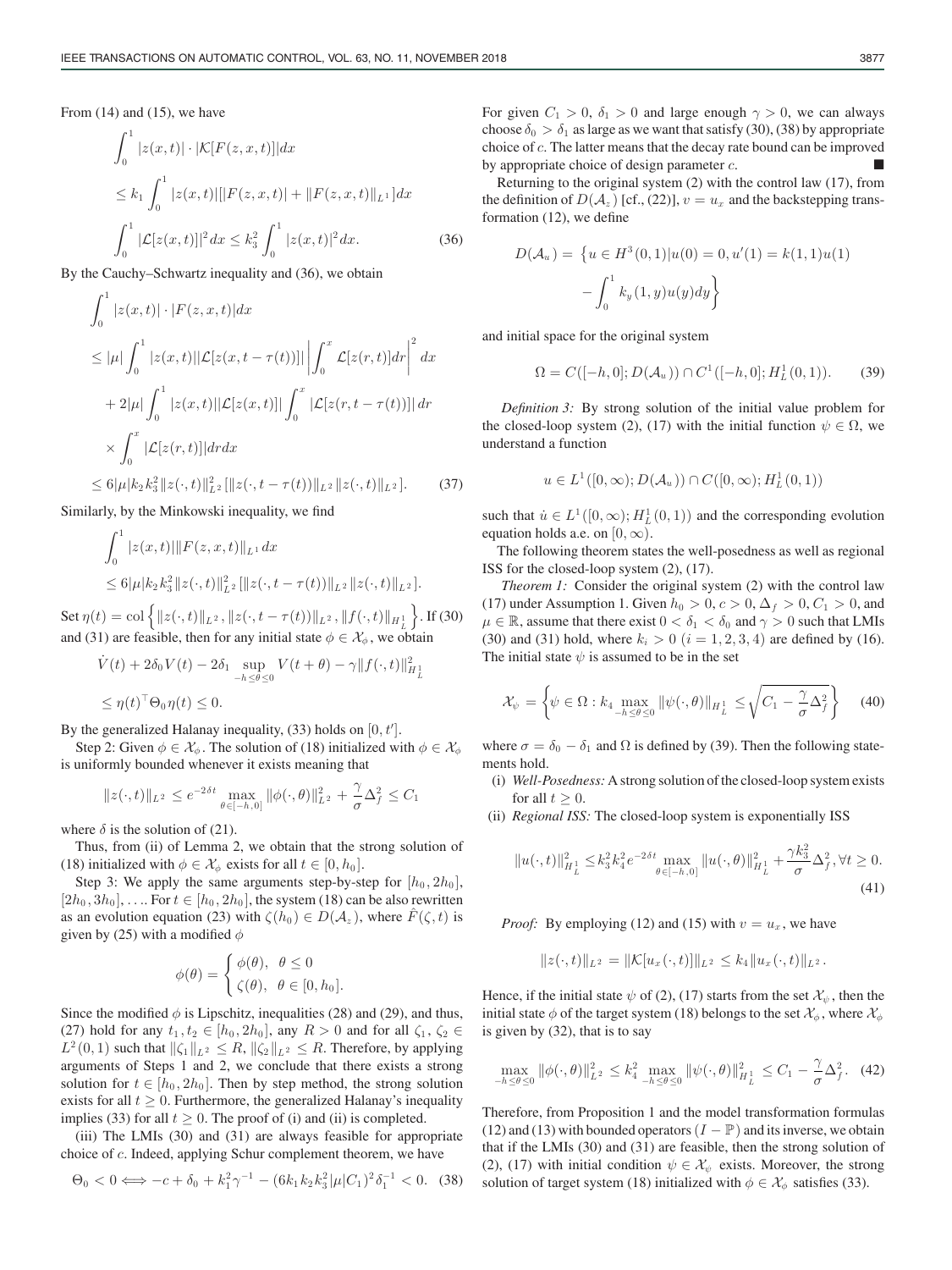From (14) and (15), we have

$$\int_0^1 |z(x,t)|\cdot|\mathcal{K}[F(z,x,t)]|dx$$
$$\leq k_1\int_0^1 |z(x,t)|[|F(z,x,t)| + \|F(z,x,t)\|_{L^1}]dx$$
$$\int_0^1 |\mathcal{L}[z(x,t)]|^2 dx \leq k_3^2\int_0^1 |z(x,t)|^2 dx. \tag{36}$$

By the Cauchy–Schwartz inequality and (36), we obtain

$$\int_0^1 |z(x,t)|\cdot|F(z,x,t)|dx$$
$$\leq |\mu|\int_0^1 |z(x,t)||\mathcal{L}[z(x,t-\tau(t))]|\left|\int_0^x \mathcal{L}[z(r,t)]dr\right|^2 dx$$
$$+ 2|\mu|\int_0^1 |z(x,t)||\mathcal{L}[z(x,t)]|\int_0^x |\mathcal{L}[z(r,t-\tau(t))]|\,dr$$
$$\times\int_0^x |\mathcal{L}[z(r,t)]|drdx$$
$$\leq 6|\mu|k_2k_3^2\|z(\cdot,t)\|_{L^2}^2[\|z(\cdot,t-\tau(t))\|_{L^2}\|z(\cdot,t)\|_{L^2}]. \tag{37}$$

Similarly, by the Minkowski inequality, we find

$$\int_0^1 |z(x,t)|\|F(z,x,t)\|_{L^1}dx$$
$$\leq 6|\mu|k_2k_3^2\|z(\cdot,t)\|_{L^2}^2[\|z(\cdot,t-\tau(t))\|_{L^2}\|z(\cdot,t)\|_{L^2}].$$

Set $\eta(t) = \mathrm{col}\left\{\|z(\cdot,t)\|_{L^2}, \|z(\cdot,t-\tau(t))\|_{L^2}, \|f(\cdot,t)\|_{H_L^1}\right\}$. If (30) and (31) are feasible, then for any initial state $\phi\in\mathcal{X}_\phi$, we obtain

$$\dot{V}(t) + 2\delta_0 V(t) - 2\delta_1\sup_{-h\leq\theta\leq 0}V(t+\theta) - \gamma\|f(\cdot,t)\|_{H_L^1}^2$$
$$\leq \eta(t)^\top\Theta_0\eta(t)\leq 0.$$

By the generalized Halanay inequality, (33) holds on $[0,t']$.

Step 2: Given $\phi\in\mathcal{X}_\phi$. The solution of (18) initialized with $\phi\in\mathcal{X}_\phi$ is uniformly bounded whenever it exists meaning that

$$\|z(\cdot,t)\|_{L^2}\leq e^{-2\delta t}\max_{\theta\in[-h,0]}\|\phi(\cdot,\theta)\|_{L^2}^2 + \frac{\gamma}{\sigma}\Delta_f^2\leq C_1$$

where $\delta$ is the solution of (21).

Thus, from (ii) of Lemma 2, we obtain that the strong solution of (18) initialized with $\phi\in\mathcal{X}_\phi$ exists for all $t\in[0,h_0]$.

Step 3: We apply the same arguments step-by-step for $[h_0, 2h_0]$, $[2h_0, 3h_0], \ldots$. For $t\in[h_0,2h_0]$, the system (18) can be also rewritten as an evolution equation (23) with $\zeta(h_0)\in D(\mathcal{A}_z)$, where $\hat{F}(\zeta,t)$ is given by (25) with a modified $\phi$

$$\phi(\theta) = \begin{cases}\phi(\theta), & \theta\leq 0\\ \zeta(\theta), & \theta\in[0,h_0].\end{cases}$$

Since the modified $\phi$ is Lipschitz, inequalities (28) and (29), and thus, (27) hold for any $t_1, t_2\in[h_0,2h_0]$, any $R>0$ and for all $\zeta_1,\zeta_2\in L^2(0,1)$ such that $\|\zeta_1\|_{L^2}\leq R$, $\|\zeta_2\|_{L^2}\leq R$. Therefore, by applying arguments of Steps 1 and 2, we conclude that there exists a strong solution for $t\in[h_0,2h_0]$. Then by step method, the strong solution exists for all $t\geq 0$. Furthermore, the generalized Halanay's inequality implies (33) for all $t\geq 0$. The proof of (i) and (ii) is completed.

(iii) The LMIs (30) and (31) are always feasible for appropriate choice of $c$. Indeed, applying Schur complement theorem, we have

$$\Theta_0 < 0 \Longleftrightarrow -c + \delta_0 + k_1^2\gamma^{-1} - (6k_1k_2k_3^2|\mu|C_1)^2\delta_1^{-1} < 0. \tag{38}$$

For given $C_1>0$, $\delta_1>0$ and large enough $\gamma>0$, we can always choose $\delta_0>\delta_1$ as large as we want that satisfy (30), (38) by appropriate choice of $c$. The latter means that the decay rate bound can be improved by appropriate choice of design parameter $c$. ■

Returning to the original system (2) with the control law (17), from the definition of $D(\mathcal{A}_z)$ [cf., (22)], $v=u_x$ and the backstepping transformation (12), we define

$$D(\mathcal{A}_u) = \Big\{u\in H^3(0,1)|u(0)=0, u'(1)=k(1,1)u(1)$$
$$-\int_0^1 k_y(1,y)u(y)dy\Big\}$$

and initial space for the original system

$$\Omega = C([-h,0];D(\mathcal{A}_u))\cap C^1([-h,0];H_L^1(0,1)). \tag{39}$$

*Definition 3:* By strong solution of the initial value problem for the closed-loop system (2), (17) with the initial function $\psi\in\Omega$, we understand a function

$$u\in L^1([0,\infty);D(\mathcal{A}_u))\cap C([0,\infty);H_L^1(0,1))$$

such that $\dot{u}\in L^1([0,\infty);H_L^1(0,1))$ and the corresponding evolution equation holds a.e. on $[0,\infty)$.

The following theorem states the well-posedness as well as regional ISS for the closed-loop system (2), (17).

*Theorem 1:* Consider the original system (2) with the control law (17) under Assumption 1. Given $h_0>0$, $c>0$, $\Delta_f>0$, $C_1>0$, and $\mu\in\mathbb{R}$, assume that there exist $0<\delta_1<\delta_0$ and $\gamma>0$ such that LMIs (30) and (31) hold, where $k_i>0$ $(i=1,2,3,4)$ are defined by (16). The initial state $\psi$ is assumed to be in the set

$$\mathcal{X}_\psi = \left\{\psi\in\Omega : k_4\max_{-h\leq\theta\leq 0}\|\psi(\cdot,\theta)\|_{H_L^1}\leq\sqrt{C_1-\frac{\gamma}{\sigma}\Delta_f^2}\right\} \tag{40}$$

where $\sigma=\delta_0-\delta_1$ and $\Omega$ is defined by (39). Then the following statements hold.

(i) *Well-Posedness:* A strong solution of the closed-loop system exists for all $t\geq 0$.

(ii) *Regional ISS:* The closed-loop system is exponentially ISS

$$\|u(\cdot,t)\|_{H_L^1}^2\leq k_3^2k_4^2e^{-2\delta t}\max_{\theta\in[-h,0]}\|u(\cdot,\theta)\|_{H_L^1}^2 + \frac{\gamma k_3^2}{\sigma}\Delta_f^2, \forall t\geq 0. \tag{41}$$

*Proof:* By employing (12) and (15) with $v=u_x$, we have

$$\|z(\cdot,t)\|_{L^2} = \|\mathcal{K}[u_x(\cdot,t)]\|_{L^2}\leq k_4\|u_x(\cdot,t)\|_{L^2}.$$

Hence, if the initial state $\psi$ of (2), (17) starts from the set $\mathcal{X}_\psi$, then the initial state $\phi$ of the target system (18) belongs to the set $\mathcal{X}_\phi$, where $\mathcal{X}_\phi$ is given by (32), that is to say

$$\max_{-h\leq\theta\leq 0}\|\phi(\cdot,\theta)\|_{L^2}^2\leq k_4^2\max_{-h\leq\theta\leq 0}\|\psi(\cdot,\theta)\|_{H_L^1}^2\leq C_1-\frac{\gamma}{\sigma}\Delta_f^2. \tag{42}$$

Therefore, from Proposition 1 and the model transformation formulas (12) and (13) with bounded operators $(I-\mathbb{P})$ and its inverse, we obtain that if the LMIs (30) and (31) are feasible, then the strong solution of (2), (17) with initial condition $\psi\in\mathcal{X}_\psi$ exists. Moreover, the strong solution of target system (18) initialized with $\phi\in\mathcal{X}_\phi$ satisfies (33).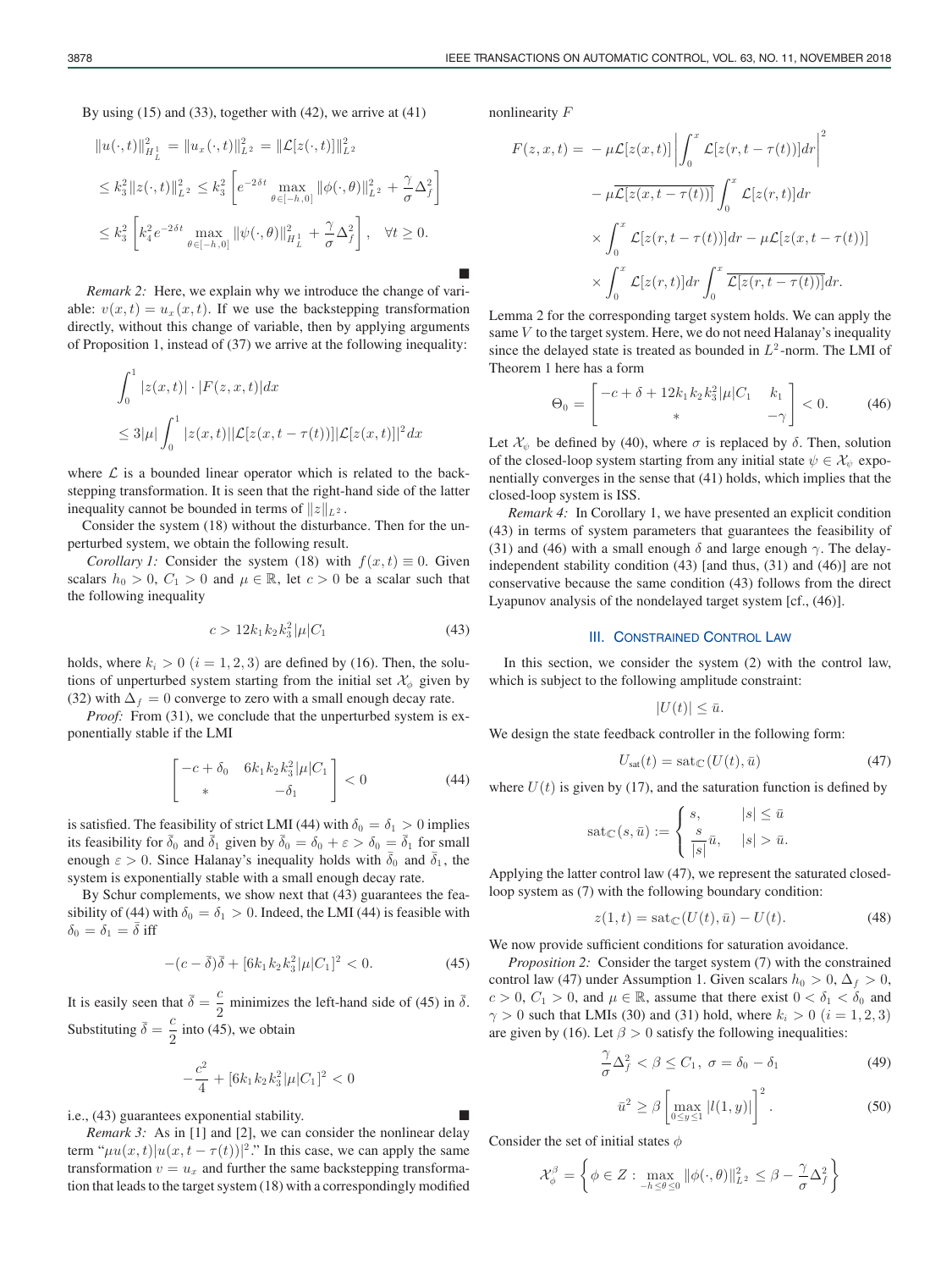By using (15) and (33), together with (42), we arrive at (41)

$$
\begin{aligned}
\|u(\cdot,t)\|^2_{H^1_L} &= \|u_x(\cdot,t)\|^2_{L^2} = \|\mathcal{L}[z(\cdot,t)]\|^2_{L^2} \\
&\le k_3^2 \|z(\cdot,t)\|^2_{L^2} \le k_3^2 \left[ e^{-2\delta t} \max_{\theta\in[-h,0]} \|\phi(\cdot,\theta)\|^2_{L^2} + \frac{\gamma}{\sigma}\Delta_f^2 \right] \\
&\le k_3^2 \left[ k_4^2 e^{-2\delta t} \max_{\theta\in[-h,0]} \|\psi(\cdot,\theta)\|^2_{H^1_L} + \frac{\gamma}{\sigma}\Delta_f^2 \right], \quad \forall t \ge 0.
\end{aligned}
$$

■

*Remark 2:* Here, we explain why we introduce the change of variable: $v(x,t) = u_x(x,t)$. If we use the backstepping transformation directly, without this change of variable, then by applying arguments of Proposition 1, instead of (37) we arrive at the following inequality:

$$
\begin{aligned}
&\int_0^1 |z(x,t)| \cdot |F(z,x,t)| dx \\
&\le 3|\mu| \int_0^1 |z(x,t)||\mathcal{L}[z(x,t-\tau(t))]||\mathcal{L}[z(x,t)]|^2 dx
\end{aligned}
$$

where $\mathcal{L}$ is a bounded linear operator which is related to the backstepping transformation. It is seen that the right-hand side of the latter inequality cannot be bounded in terms of $\|z\|_{L^2}$.

Consider the system (18) without the disturbance. Then for the unperturbed system, we obtain the following result.

*Corollary 1:* Consider the system (18) with $f(x,t) \equiv 0$. Given scalars $h_0 > 0$, $C_1 > 0$ and $\mu \in \mathbb{R}$, let $c > 0$ be a scalar such that the following inequality

$$
c > 12 k_1 k_2 k_3^2 |\mu| C_1 \tag{43}
$$

holds, where $k_i > 0$ $(i = 1,2,3)$ are defined by (16). Then, the solutions of unperturbed system starting from the initial set $\mathcal{X}_\phi$ given by (32) with $\Delta_f = 0$ converge to zero with a small enough decay rate.

*Proof:* From (31), we conclude that the unperturbed system is exponentially stable if the LMI

$$
\begin{bmatrix} -c + \delta_0 & 6 k_1 k_2 k_3^2 |\mu| C_1 \\ * & -\delta_1 \end{bmatrix} < 0 \tag{44}
$$

is satisfied. The feasibility of strict LMI (44) with $\delta_0 = \delta_1 > 0$ implies its feasibility for $\bar{\delta}_0$ and $\bar{\delta}_1$ given by $\bar{\delta}_0 = \delta_0 + \varepsilon > \delta_0 = \bar{\delta}_1$ for small enough $\varepsilon > 0$. Since Halanay's inequality holds with $\bar{\delta}_0$ and $\bar{\delta}_1$, the system is exponentially stable with a small enough decay rate.

By Schur complements, we show next that (43) guarantees the feasibility of (44) with $\delta_0 = \delta_1 > 0$. Indeed, the LMI (44) is feasible with $\delta_0 = \delta_1 = \bar{\delta}$ iff

$$
-(c - \bar{\delta})\bar{\delta} + [6 k_1 k_2 k_3^2 |\mu| C_1]^2 < 0. \tag{45}
$$

It is easily seen that $\bar{\delta} = \dfrac{c}{2}$ minimizes the left-hand side of (45) in $\bar{\delta}$. Substituting $\bar{\delta} = \dfrac{c}{2}$ into (45), we obtain

$$
-\frac{c^2}{4} + [6 k_1 k_2 k_3^2 |\mu| C_1]^2 < 0
$$

i.e., (43) guarantees exponential stability. ■

*Remark 3:* As in [1] and [2], we can consider the nonlinear delay term "$\mu u(x,t)|u(x,t-\tau(t))|^2$." In this case, we can apply the same transformation $v = u_x$ and further the same backstepping transformation that leads to the target system (18) with a correspondingly modified nonlinearity $F$

$$
\begin{aligned}
F(z,x,t) = &-\mu \mathcal{L}[z(x,t)] \left| \int_0^x \mathcal{L}[z(r,t-\tau(t))] dr \right|^2 \\
&- \mu \overline{\mathcal{L}[z(x,t-\tau(t))]} \int_0^x \mathcal{L}[z(r,t)] dr \\
&\times \int_0^x \mathcal{L}[z(r,t-\tau(t))] dr - \mu \mathcal{L}[z(x,t-\tau(t))] \\
&\times \int_0^x \mathcal{L}[z(r,t)] dr \int_0^x \overline{\mathcal{L}[z(r,t-\tau(t))]} dr.
\end{aligned}
$$

Lemma 2 for the corresponding target system holds. We can apply the same $V$ to the target system. Here, we do not need Halanay's inequality since the delayed state is treated as bounded in $L^2$-norm. The LMI of Theorem 1 here has a form

$$
\Theta_0 = \begin{bmatrix} -c + \delta + 12 k_1 k_2 k_3^2 |\mu| C_1 & k_1 \\ * & -\gamma \end{bmatrix} < 0. \tag{46}
$$

Let $\mathcal{X}_\psi$ be defined by (40), where $\sigma$ is replaced by $\delta$. Then, solution of the closed-loop system starting from any initial state $\psi \in \mathcal{X}_\psi$ exponentially converges in the sense that (41) holds, which implies that the closed-loop system is ISS.

*Remark 4:* In Corollary 1, we have presented an explicit condition (43) in terms of system parameters that guarantees the feasibility of (31) and (46) with a small enough $\delta$ and large enough $\gamma$. The delay-independent stability condition (43) [and thus, (31) and (46)] are not conservative because the same condition (43) follows from the direct Lyapunov analysis of the nondelayed target system [cf., (46)].

## III. Constrained Control Law

In this section, we consider the system (2) with the control law, which is subject to the following amplitude constraint:

$$
|U(t)| \le \bar{u}.
$$

We design the state feedback controller in the following form:

$$
U_{\text{sat}}(t) = \text{sat}_{\mathbb{C}}(U(t), \bar{u}) \tag{47}
$$

where $U(t)$ is given by (17), and the saturation function is defined by

$$
\text{sat}_{\mathbb{C}}(s, \bar{u}) := \begin{cases} s, & |s| \le \bar{u} \\ \dfrac{s}{|s|}\bar{u}, & |s| > \bar{u}. \end{cases}
$$

Applying the latter control law (47), we represent the saturated closed-loop system as (7) with the following boundary condition:

$$
z(1,t) = \text{sat}_{\mathbb{C}}(U(t), \bar{u}) - U(t). \tag{48}
$$

We now provide sufficient conditions for saturation avoidance.

*Proposition 2:* Consider the target system (7) with the constrained control law (47) under Assumption 1. Given scalars $h_0 > 0$, $\Delta_f > 0$, $c > 0$, $C_1 > 0$, and $\mu \in \mathbb{R}$, assume that there exist $0 < \delta_1 < \delta_0$ and $\gamma > 0$ such that LMIs (30) and (31) hold, where $k_i > 0$ $(i = 1,2,3)$ are given by (16). Let $\beta > 0$ satisfy the following inequalities:

$$
\frac{\gamma}{\sigma}\Delta_f^2 < \beta \le C_1, \; \sigma = \delta_0 - \delta_1 \tag{49}
$$

$$
\bar{u}^2 \ge \beta \left[ \max_{0 \le y \le 1} |l(1,y)| \right]^2. \tag{50}
$$

Consider the set of initial states $\phi$

$$
\mathcal{X}_\phi^\beta = \left\{ \phi \in Z : \max_{-h \le \theta \le 0} \|\phi(\cdot,\theta)\|^2_{L^2} \le \beta - \frac{\gamma}{\sigma}\Delta_f^2 \right\}
$$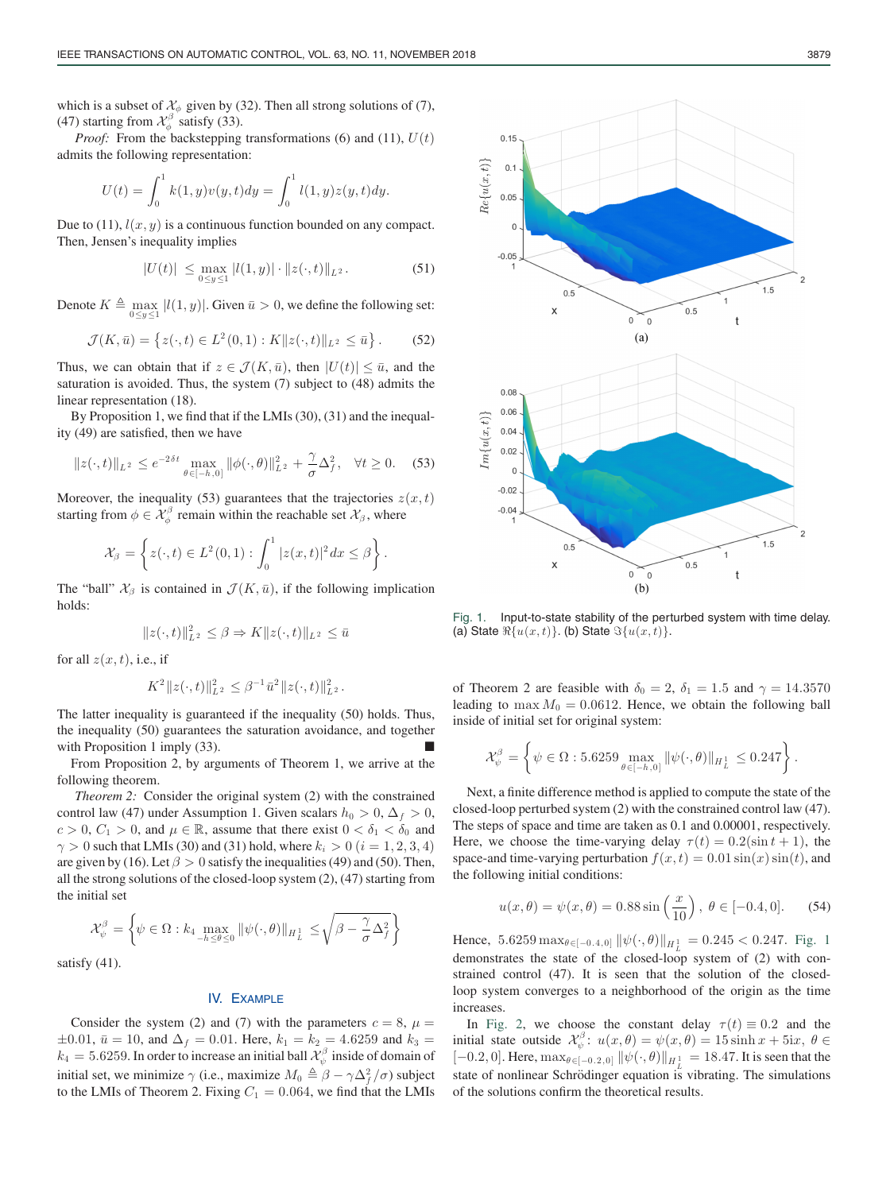which is a subset of $\mathcal{X}_\phi$ given by (32). Then all strong solutions of (7), (47) starting from $\mathcal{X}_\phi^\beta$ satisfy (33).

*Proof:* From the backstepping transformations (6) and (11), $U(t)$ admits the following representation:

$$U(t) = \int_0^1 k(1,y)v(y,t)dy = \int_0^1 l(1,y)z(y,t)dy.$$

Due to (11), $l(x,y)$ is a continuous function bounded on any compact. Then, Jensen's inequality implies

$$|U(t)| \leq \max_{0\leq y\leq 1} |l(1,y)| \cdot \|z(\cdot,t)\|_{L^2}. \tag{51}$$

Denote $K \triangleq \max_{0\leq y\leq 1} |l(1,y)|$. Given $\bar{u} > 0$, we define the following set:

$$\mathcal{J}(K,\bar{u}) = \left\{z(\cdot,t) \in L^2(0,1) : K\|z(\cdot,t)\|_{L^2} \leq \bar{u}\right\}. \tag{52}$$

Thus, we can obtain that if $z \in \mathcal{J}(K,\bar{u})$, then $|U(t)| \leq \bar{u}$, and the saturation is avoided. Thus, the system (7) subject to (48) admits the linear representation (18).

By Proposition 1, we find that if the LMIs (30), (31) and the inequality (49) are satisfied, then we have

$$\|z(\cdot,t)\|_{L^2} \leq e^{-2\delta t} \max_{\theta\in[-h,0]} \|\phi(\cdot,\theta)\|^2_{L^2} + \frac{\gamma}{\sigma}\Delta_f^2, \quad \forall t \geq 0. \tag{53}$$

Moreover, the inequality (53) guarantees that the trajectories $z(x,t)$ starting from $\phi \in \mathcal{X}_\phi^\beta$ remain within the reachable set $\mathcal{X}_\beta$, where

$$\mathcal{X}_\beta = \left\{z(\cdot,t) \in L^2(0,1) : \int_0^1 |z(x,t)|^2 dx \leq \beta\right\}.$$

The "ball" $\mathcal{X}_\beta$ is contained in $\mathcal{J}(K,\bar{u})$, if the following implication holds:

$$\|z(\cdot,t)\|^2_{L^2} \leq \beta \Rightarrow K\|z(\cdot,t)\|_{L^2} \leq \bar{u}$$

for all $z(x,t)$, i.e., if

$$K^2\|z(\cdot,t)\|^2_{L^2} \leq \beta^{-1}\bar{u}^2\|z(\cdot,t)\|^2_{L^2}.$$

The latter inequality is guaranteed if the inequality (50) holds. Thus, the inequality (50) guarantees the saturation avoidance, and together with Proposition 1 imply (33). ∎

From Proposition 2, by arguments of Theorem 1, we arrive at the following theorem.

*Theorem 2:* Consider the original system (2) with the constrained control law (47) under Assumption 1. Given scalars $h_0 > 0$, $\Delta_f > 0$, $c > 0$, $C_1 > 0$, and $\mu \in \mathbb{R}$, assume that there exist $0 < \delta_1 < \delta_0$ and $\gamma > 0$ such that LMIs (30) and (31) hold, where $k_i > 0$ $(i = 1,2,3,4)$ are given by (16). Let $\beta > 0$ satisfy the inequalities (49) and (50). Then, all the strong solutions of the closed-loop system (2), (47) starting from the initial set

$$\mathcal{X}_\psi^\beta = \left\{\psi \in \Omega : k_4 \max_{-h\leq\theta\leq 0} \|\psi(\cdot,\theta)\|_{H_L^1} \leq \sqrt{\beta - \frac{\gamma}{\sigma}\Delta_f^2}\right\}$$

satisfy (41).

## IV. Example

Consider the system (2) and (7) with the parameters $c = 8$, $\mu = \pm 0.01$, $\bar{u} = 10$, and $\Delta_f = 0.01$. Here, $k_1 = k_2 = 4.6259$ and $k_3 = k_4 = 5.6259$. In order to increase an initial ball $\mathcal{X}_\psi^\beta$ inside of domain of initial set, we minimize $\gamma$ (i.e., maximize $M_0 \triangleq \beta - \gamma\Delta_f^2/\sigma$) subject to the LMIs of Theorem 2. Fixing $C_1 = 0.064$, we find that the LMIs of Theorem 2 are feasible with $\delta_0 = 2$, $\delta_1 = 1.5$ and $\gamma = 14.3570$ leading to $\max M_0 = 0.0612$. Hence, we obtain the following ball inside of initial set for original system:

$$\mathcal{X}_\psi^\beta = \left\{\psi \in \Omega : 5.6259 \max_{\theta\in[-h,0]} \|\psi(\cdot,\theta)\|_{H_L^1} \leq 0.247\right\}.$$

Next, a finite difference method is applied to compute the state of the closed-loop perturbed system (2) with the constrained control law (47). The steps of space and time are taken as 0.1 and 0.00001, respectively. Here, we choose the time-varying delay $\tau(t) = 0.2(\sin t + 1)$, the space-and time-varying perturbation $f(x,t) = 0.01\sin(x)\sin(t)$, and the following initial conditions:

$$u(x,\theta) = \psi(x,\theta) = 0.88\sin\left(\frac{x}{10}\right),\ \theta \in [-0.4,0]. \tag{54}$$

Hence, $5.6259\max_{\theta\in[-0.4,0]} \|\psi(\cdot,\theta)\|_{H_L^1} = 0.245 < 0.247$. Fig. 1 demonstrates the state of the closed-loop system of (2) with constrained control (47). It is seen that the solution of the closed-loop system converges to a neighborhood of the origin as the time increases.

Fig. 1. Input-to-state stability of the perturbed system with time delay. (a) State $\Re\{u(x,t)\}$. (b) State $\Im\{u(x,t)\}$.

In Fig. 2, we choose the constant delay $\tau(t) \equiv 0.2$ and the initial state outside $\mathcal{X}_\psi^\beta$: $u(x,\theta) = \psi(x,\theta) = 15\sinh x + 5ix$, $\theta \in [-0.2,0]$. Here, $\max_{\theta\in[-0.2,0]} \|\psi(\cdot,\theta)\|_{H_L^1} = 18.47$. It is seen that the state of nonlinear Schrödinger equation is vibrating. The simulations of the solutions confirm the theoretical results.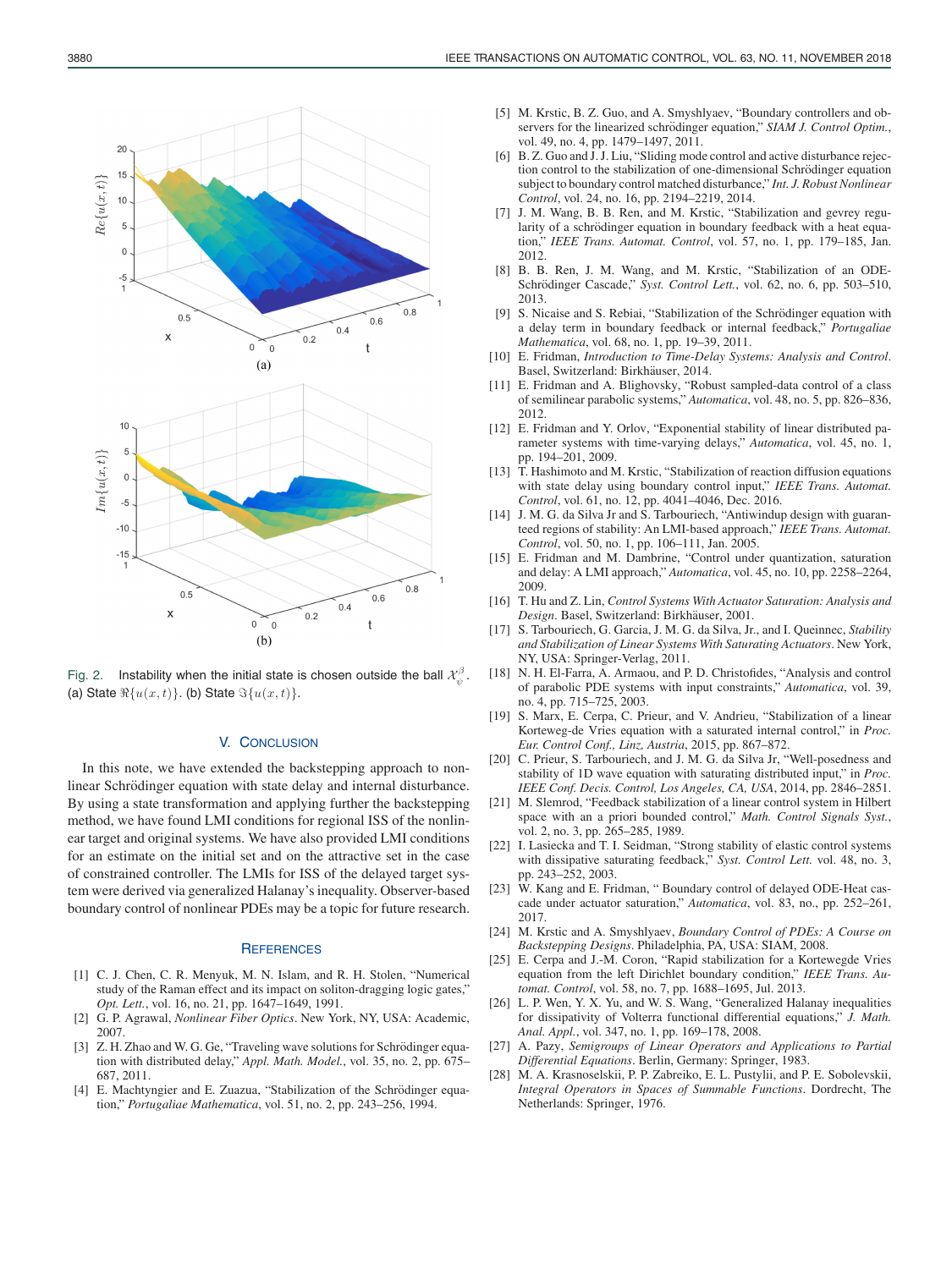20
15
10
5
0
-5
$Re\{u(x,t)\}$
1
0.5
x
0
0
0.2
0.4
0.6
0.8
1
t

(a)

10
5
0
-5
-10
-15
$Im\{u(x,t)\}$
1
0.5
x
0
0
0.2
0.4
0.6
0.8
1
t

(b)

Fig. 2. Instability when the initial state is chosen outside the ball $\mathcal{X}_{\psi}^{\beta}$. (a) State $\Re\{u(x,t)\}$. (b) State $\Im\{u(x,t)\}$.

## V. Conclusion

In this note, we have extended the backstepping approach to nonlinear Schrödinger equation with state delay and internal disturbance. By using a state transformation and applying further the backstepping method, we have found LMI conditions for regional ISS of the nonlinear target and original systems. We have also provided LMI conditions for an estimate on the initial set and on the attractive set in the case of constrained controller. The LMIs for ISS of the delayed target system were derived via generalized Halanay's inequality. Observer-based boundary control of nonlinear PDEs may be a topic for future research.

## References

[1] C. J. Chen, C. R. Menyuk, M. N. Islam, and R. H. Stolen, "Numerical study of the Raman effect and its impact on soliton-dragging logic gates," *Opt. Lett.*, vol. 16, no. 21, pp. 1647–1649, 1991.

[2] G. P. Agrawal, *Nonlinear Fiber Optics*. New York, NY, USA: Academic, 2007.

[3] Z. H. Zhao and W. G. Ge, "Traveling wave solutions for Schrödinger equation with distributed delay," *Appl. Math. Model.*, vol. 35, no. 2, pp. 675–687, 2011.

[4] E. Machtyngier and E. Zuazua, "Stabilization of the Schrödinger equation," *Portugaliae Mathematica*, vol. 51, no. 2, pp. 243–256, 1994.

[5] M. Krstic, B. Z. Guo, and A. Smyshlyaev, "Boundary controllers and observers for the linearized schrödinger equation," *SIAM J. Control Optim.*, vol. 49, no. 4, pp. 1479–1497, 2011.

[6] B. Z. Guo and J. J. Liu, "Sliding mode control and active disturbance rejection control to the stabilization of one-dimensional Schrödinger equation subject to boundary control matched disturbance," *Int. J. Robust Nonlinear Control*, vol. 24, no. 16, pp. 2194–2219, 2014.

[7] J. M. Wang, B. B. Ren, and M. Krstic, "Stabilization and gevrey regularity of a schrödinger equation in boundary feedback with a heat equation," *IEEE Trans. Automat. Control*, vol. 57, no. 1, pp. 179–185, Jan. 2012.

[8] B. B. Ren, J. M. Wang, and M. Krstic, "Stabilization of an ODE-Schrödinger Cascade," *Syst. Control Lett.*, vol. 62, no. 6, pp. 503–510, 2013.

[9] S. Nicaise and S. Rebiai, "Stabilization of the Schrödinger equation with a delay term in boundary feedback or internal feedback," *Portugaliae Mathematica*, vol. 68, no. 1, pp. 19–39, 2011.

[10] E. Fridman, *Introduction to Time-Delay Systems: Analysis and Control*. Basel, Switzerland: Birkhäuser, 2014.

[11] E. Fridman and A. Blighovsky, "Robust sampled-data control of a class of semilinear parabolic systems," *Automatica*, vol. 48, no. 5, pp. 826–836, 2012.

[12] E. Fridman and Y. Orlov, "Exponential stability of linear distributed parameter systems with time-varying delays," *Automatica*, vol. 45, no. 1, pp. 194–201, 2009.

[13] T. Hashimoto and M. Krstic, "Stabilization of reaction diffusion equations with state delay using boundary control input," *IEEE Trans. Automat. Control*, vol. 61, no. 12, pp. 4041–4046, Dec. 2016.

[14] J. M. G. da Silva Jr and S. Tarbouriech, "Antiwindup design with guaranteed regions of stability: An LMI-based approach," *IEEE Trans. Automat. Control*, vol. 50, no. 1, pp. 106–111, Jan. 2005.

[15] E. Fridman and M. Dambrine, "Control under quantization, saturation and delay: A LMI approach," *Automatica*, vol. 45, no. 10, pp. 2258–2264, 2009.

[16] T. Hu and Z. Lin, *Control Systems With Actuator Saturation: Analysis and Design*. Basel, Switzerland: Birkhäuser, 2001.

[17] S. Tarbouriech, G. Garcia, J. M. G. da Silva, Jr., and I. Queinnec, *Stability and Stabilization of Linear Systems With Saturating Actuators*. New York, NY, USA: Springer-Verlag, 2011.

[18] N. H. El-Farra, A. Armaou, and P. D. Christofides, "Analysis and control of parabolic PDE systems with input constraints," *Automatica*, vol. 39, no. 4, pp. 715–725, 2003.

[19] S. Marx, E. Cerpa, C. Prieur, and V. Andrieu, "Stabilization of a linear Korteweg-de Vries equation with a saturated internal control," in *Proc. Eur. Control Conf., Linz, Austria*, 2015, pp. 867–872.

[20] C. Prieur, S. Tarbouriech, and J. M. G. da Silva Jr, "Well-posedness and stability of 1D wave equation with saturating distributed input," in *Proc. IEEE Conf. Decis. Control, Los Angeles, CA, USA*, 2014, pp. 2846–2851.

[21] M. Slemrod, "Feedback stabilization of a linear control system in Hilbert space with an a priori bounded control," *Math. Control Signals Syst.*, vol. 2, no. 3, pp. 265–285, 1989.

[22] I. Lasiecka and T. I. Seidman, "Strong stability of elastic control systems with dissipative saturating feedback," *Syst. Control Lett.* vol. 48, no. 3, pp. 243–252, 2003.

[23] W. Kang and E. Fridman, " Boundary control of delayed ODE-Heat cascade under actuator saturation," *Automatica*, vol. 83, no., pp. 252–261, 2017.

[24] M. Krstic and A. Smyshlyaev, *Boundary Control of PDEs: A Course on Backstepping Designs*. Philadelphia, PA, USA: SIAM, 2008.

[25] E. Cerpa and J.-M. Coron, "Rapid stabilization for a Kortewegde Vries equation from the left Dirichlet boundary condition," *IEEE Trans. Automat. Control*, vol. 58, no. 7, pp. 1688–1695, Jul. 2013.

[26] L. P. Wen, Y. X. Yu, and W. S. Wang, "Generalized Halanay inequalities for dissipativity of Volterra functional differential equations," *J. Math. Anal. Appl.*, vol. 347, no. 1, pp. 169–178, 2008.

[27] A. Pazy, *Semigroups of Linear Operators and Applications to Partial Differential Equations*. Berlin, Germany: Springer, 1983.

[28] M. A. Krasnoselskii, P. P. Zabreiko, E. L. Pustylii, and P. E. Sobolevskii, *Integral Operators in Spaces of Summable Functions*. Dordrecht, The Netherlands: Springer, 1976.